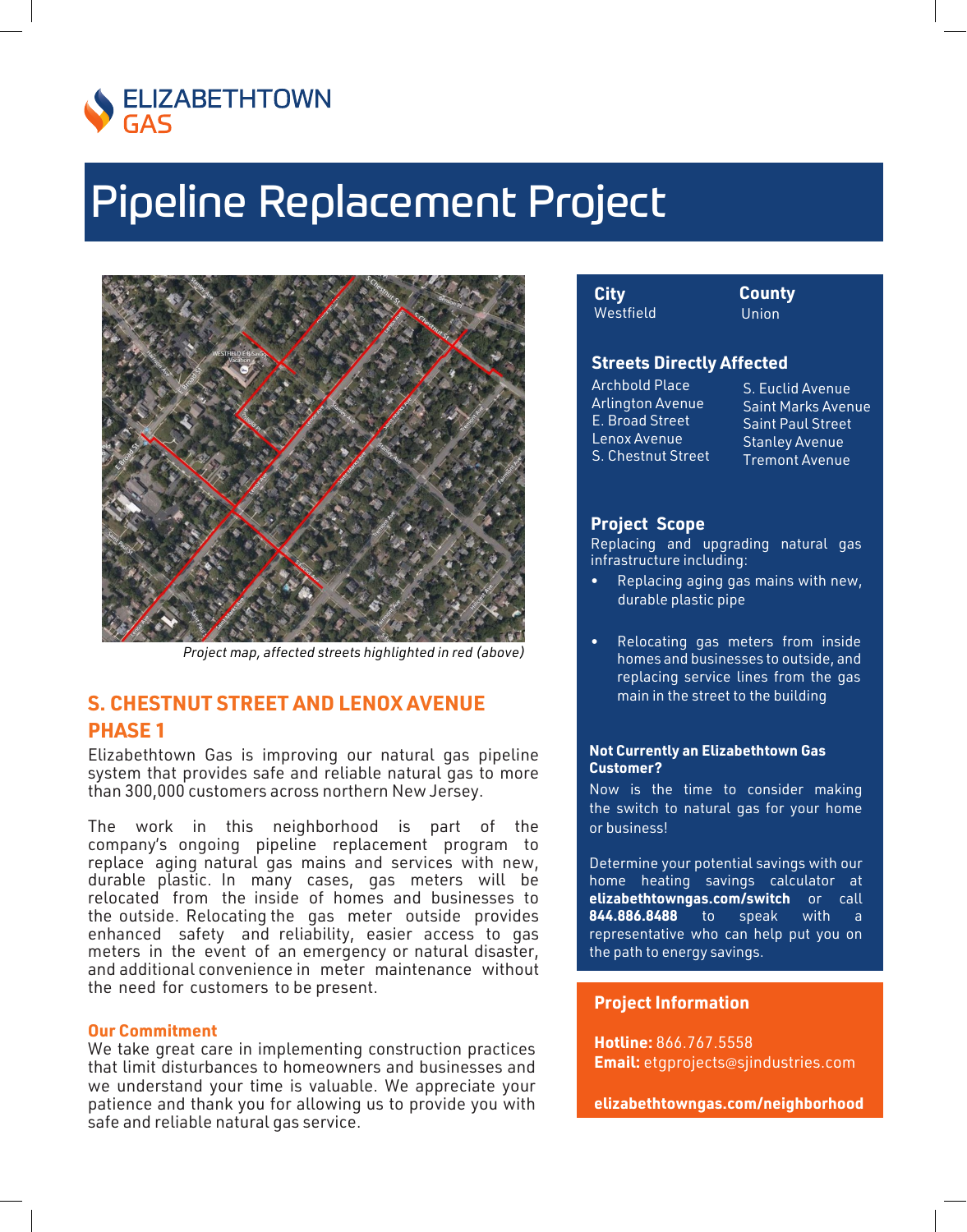ELIZABETHTOWN GAS

# Pipeline Replacement Project

*Project map, affected streets highlighted in red (above)*

## S. CHESTNUT STREET AND LENOX AVENUE PHASE 1

Elizabethtown Gas is improving our natural gas pipeline system that provides safe and reliable natural gas to more than 300,000 customers across northern New Jersey.

The work in this neighborhood is part of the company's ongoing pipeline replacement program to replace aging natural gas mains and services with new, durable plastic. In many cases, gas meters will be relocated from the inside of homes and businesses to the outside. Relocating the gas meter outside provides enhanced safety and reliability, easier access to gas meters in the event of an emergency or natural disaster, and additional convenience in meter maintenance without the need for customers to be present.

### Our Commitment

We take great care in implementing construction practices that limit disturbances to homeowners and businesses and we understand your time is valuable. We appreciate your patience and thank you for allowing us to provide you with safe and reliable natural gas service.

**City**
Westfield

**County**
Union

### Streets Directly Affected

Archbold Place
Arlington Avenue
E. Broad Street
Lenox Avenue
S. Chestnut Street
S. Euclid Avenue
Saint Marks Avenue
Saint Paul Street
Stanley Avenue
Tremont Avenue

### Project Scope

Replacing and upgrading natural gas infrastructure including:

- Replacing aging gas mains with new, durable plastic pipe
- Relocating gas meters from inside homes and businesses to outside, and replacing service lines from the gas main in the street to the building

**Not Currently an Elizabethtown Gas Customer?**

Now is the time to consider making the switch to natural gas for your home or business!

Determine your potential savings with our home heating savings calculator at **elizabethtowngas.com/switch** or call **844.886.8488** to speak with a representative who can help put you on the path to energy savings.

### Project Information

**Hotline:** 866.767.5558
**Email:** etgprojects@sjindustries.com

**elizabethtowngas.com/neighborhood**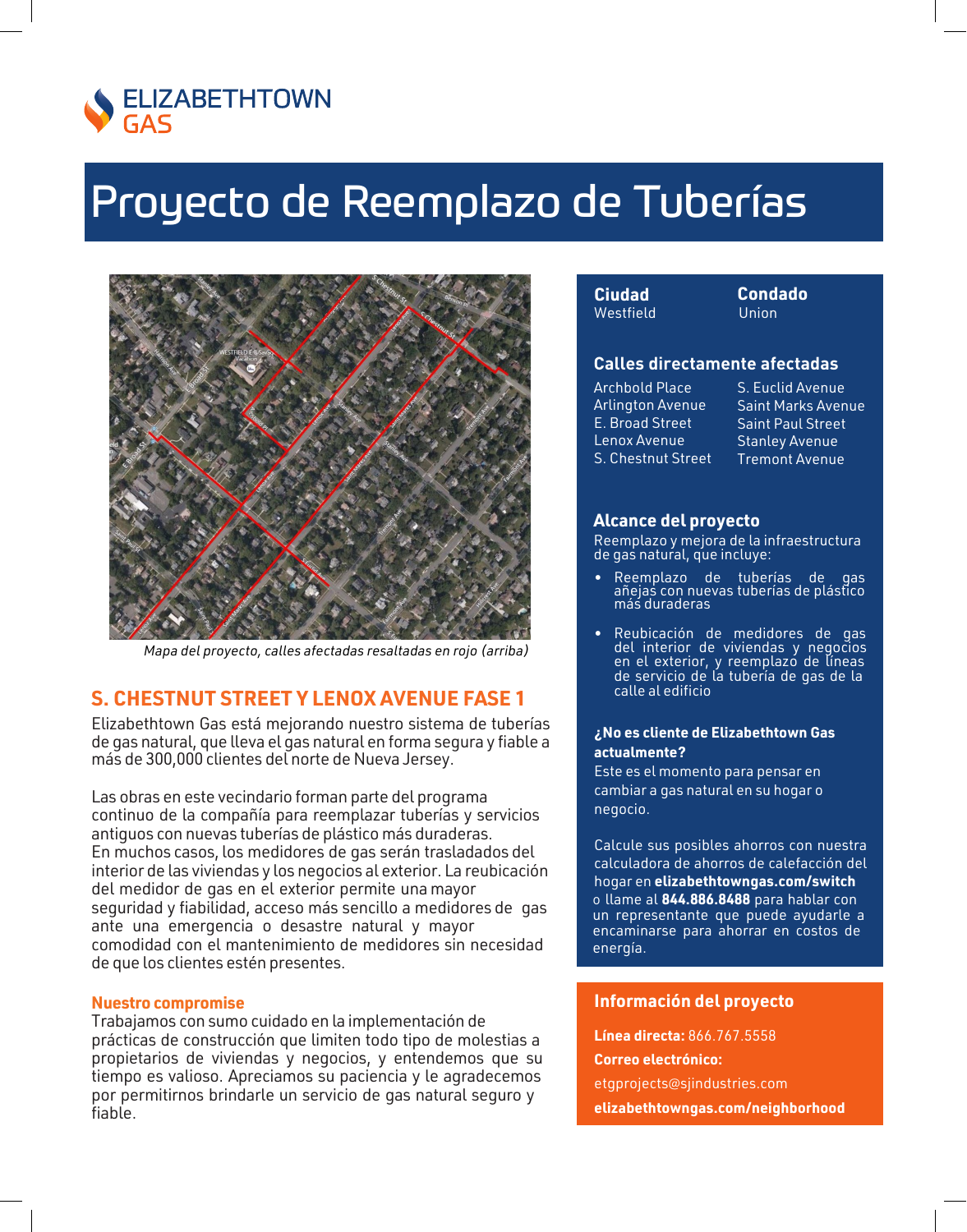ELIZABETHTOWN GAS

# Proyecto de Reemplazo de Tuberías

*Mapa del proyecto, calles afectadas resaltadas en rojo (arriba)*

## S. CHESTNUT STREET Y LENOX AVENUE FASE 1

Elizabethtown Gas está mejorando nuestro sistema de tuberías de gas natural, que lleva el gas natural en forma segura y fiable a más de 300,000 clientes del norte de Nueva Jersey.

Las obras en este vecindario forman parte del programa continuo de la compañía para reemplazar tuberías y servicios antiguos con nuevas tuberías de plástico más duraderas. En muchos casos, los medidores de gas serán trasladados del interior de las viviendas y los negocios al exterior. La reubicación del medidor de gas en el exterior permite una mayor seguridad y fiabilidad, acceso más sencillo a medidores de gas ante una emergencia o desastre natural y mayor comodidad con el mantenimiento de medidores sin necesidad de que los clientes estén presentes.

### Nuestro compromise

Trabajamos con sumo cuidado en la implementación de prácticas de construcción que limiten todo tipo de molestias a propietarios de viviendas y negocios, y entendemos que su tiempo es valioso. Apreciamos su paciencia y le agradecemos por permitirnos brindarle un servicio de gas natural seguro y fiable.

**Ciudad**
Westfield

**Condado**
Union

### Calles directamente afectadas

- Archbold Place
- Arlington Avenue
- E. Broad Street
- Lenox Avenue
- S. Chestnut Street
- S. Euclid Avenue
- Saint Marks Avenue
- Saint Paul Street
- Stanley Avenue
- Tremont Avenue

### Alcance del proyecto

Reemplazo y mejora de la infraestructura de gas natural, que incluye:

- Reemplazo de tuberías de gas añejas con nuevas tuberías de plástico más duraderas
- Reubicación de medidores de gas del interior de viviendas y negocios en el exterior, y reemplazo de líneas de servicio de la tubería de gas de la calle al edificio

**¿No es cliente de Elizabethtown Gas actualmente?**

Este es el momento para pensar en cambiar a gas natural en su hogar o negocio.

Calcule sus posibles ahorros con nuestra calculadora de ahorros de calefacción del hogar en **elizabethtowngas.com/switch** o llame al **844.886.8488** para hablar con un representante que puede ayudarle a encaminarse para ahorrar en costos de energía.

### Información del proyecto

**Línea directa:** 866.767.5558

**Correo electrónico:**
etgprojects@sjindustries.com

**elizabethtowngas.com/neighborhood**